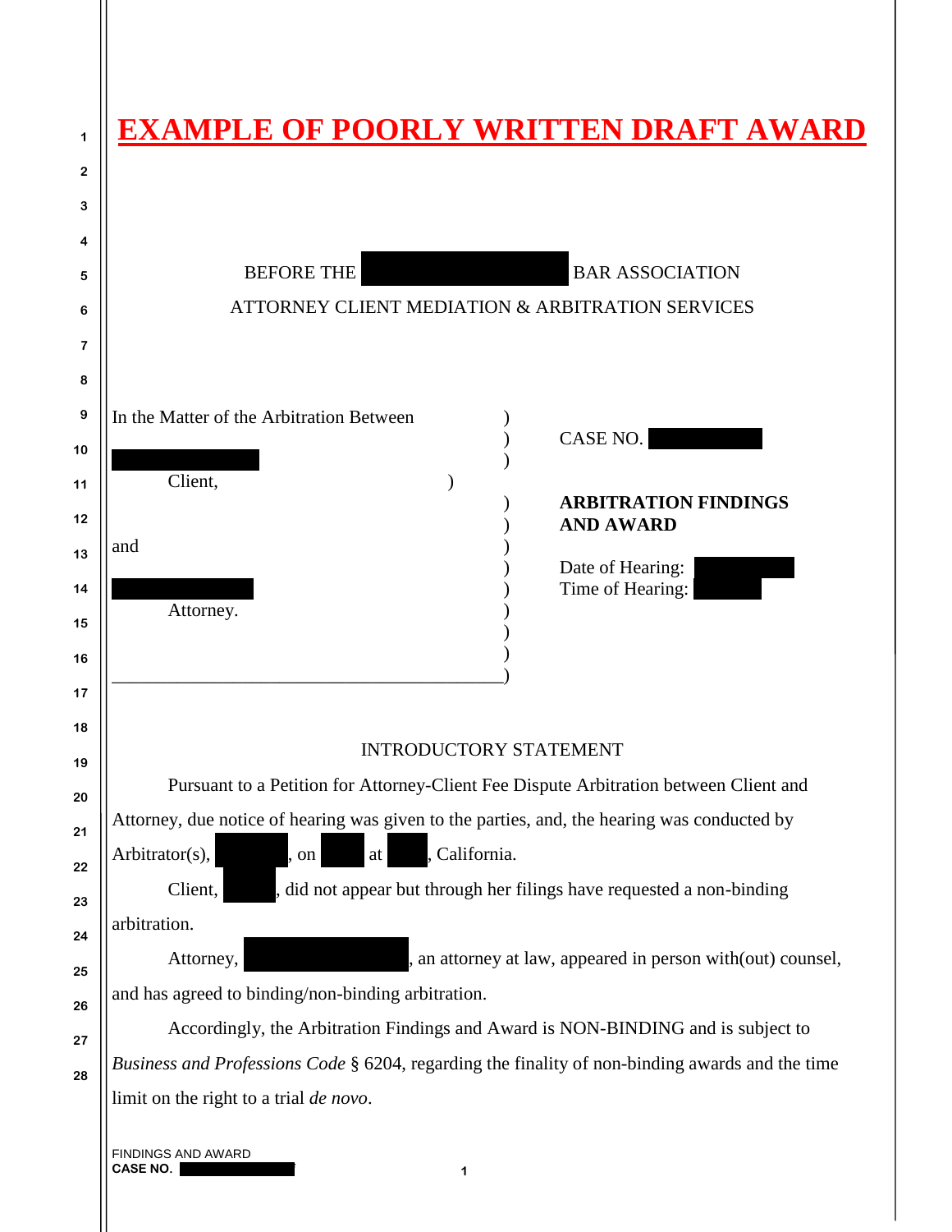# EXAMPLE OF POORLY WRITTEN DRAFT AWARD

BEFORE THE ██████████ BAR ASSOCIATION

ATTORNEY CLIENT MEDIATION & ARBITRATION SERVICES

In the Matter of the Arbitration Between

██████████

Client,

and

██████████

Attorney.

CASE NO. ██████

**ARBITRATION FINDINGS AND AWARD**

Date of Hearing: ██████
Time of Hearing: ██████

INTRODUCTORY STATEMENT

Pursuant to a Petition for Attorney-Client Fee Dispute Arbitration between Client and Attorney, due notice of hearing was given to the parties, and, the hearing was conducted by Arbitrator(s), ██████, on ███ at ███, California.

Client, ████, did not appear but through her filings have requested a non-binding arbitration.

Attorney, ██████████, an attorney at law, appeared in person with(out) counsel, and has agreed to binding/non-binding arbitration.

Accordingly, the Arbitration Findings and Award is NON-BINDING and is subject to *Business and Professions Code* § 6204, regarding the finality of non-binding awards and the time limit on the right to a trial *de novo*.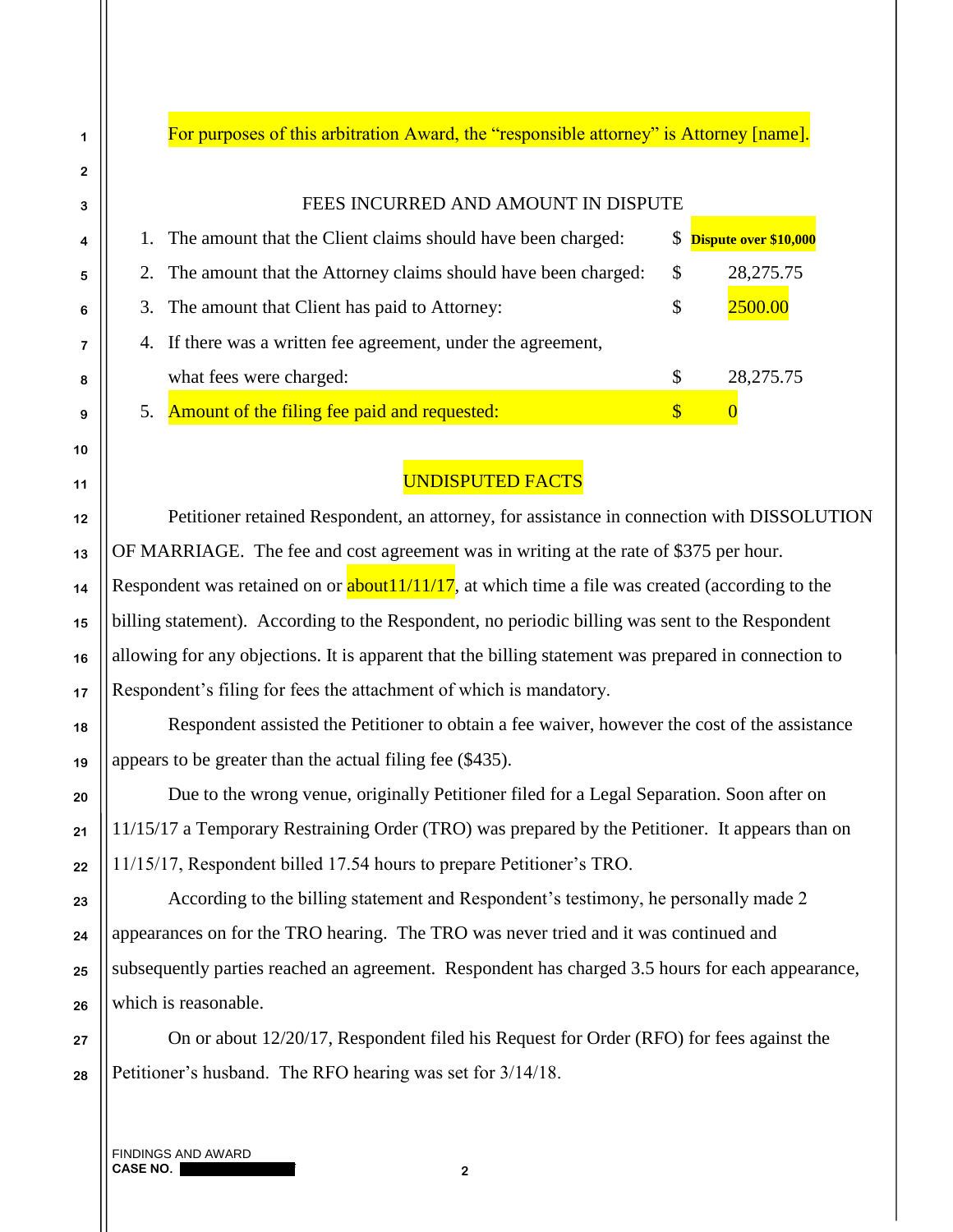For purposes of this arbitration Award, the "responsible attorney" is Attorney [name].

FEES INCURRED AND AMOUNT IN DISPUTE

| | | | |
|---|---|---|---|
| 1. | The amount that the Client claims should have been charged: | $ | **Dispute over $10,000** |
| 2. | The amount that the Attorney claims should have been charged: | $ | 28,275.75 |
| 3. | The amount that Client has paid to Attorney: | $ | 2500.00 |
| 4. | If there was a written fee agreement, under the agreement, what fees were charged: | $ | 28,275.75 |
| 5. | Amount of the filing fee paid and requested: | $ | 0 |

UNDISPUTED FACTS

Petitioner retained Respondent, an attorney, for assistance in connection with DISSOLUTION OF MARRIAGE. The fee and cost agreement was in writing at the rate of $375 per hour. Respondent was retained on or about11/11/17, at which time a file was created (according to the billing statement). According to the Respondent, no periodic billing was sent to the Respondent allowing for any objections. It is apparent that the billing statement was prepared in connection to Respondent's filing for fees the attachment of which is mandatory.

Respondent assisted the Petitioner to obtain a fee waiver, however the cost of the assistance appears to be greater than the actual filing fee ($435).

Due to the wrong venue, originally Petitioner filed for a Legal Separation. Soon after on 11/15/17 a Temporary Restraining Order (TRO) was prepared by the Petitioner. It appears than on 11/15/17, Respondent billed 17.54 hours to prepare Petitioner's TRO.

According to the billing statement and Respondent's testimony, he personally made 2 appearances on for the TRO hearing. The TRO was never tried and it was continued and subsequently parties reached an agreement. Respondent has charged 3.5 hours for each appearance, which is reasonable.

On or about 12/20/17, Respondent filed his Request for Order (RFO) for fees against the Petitioner's husband. The RFO hearing was set for 3/14/18.

FINDINGS AND AWARD
**CASE NO.**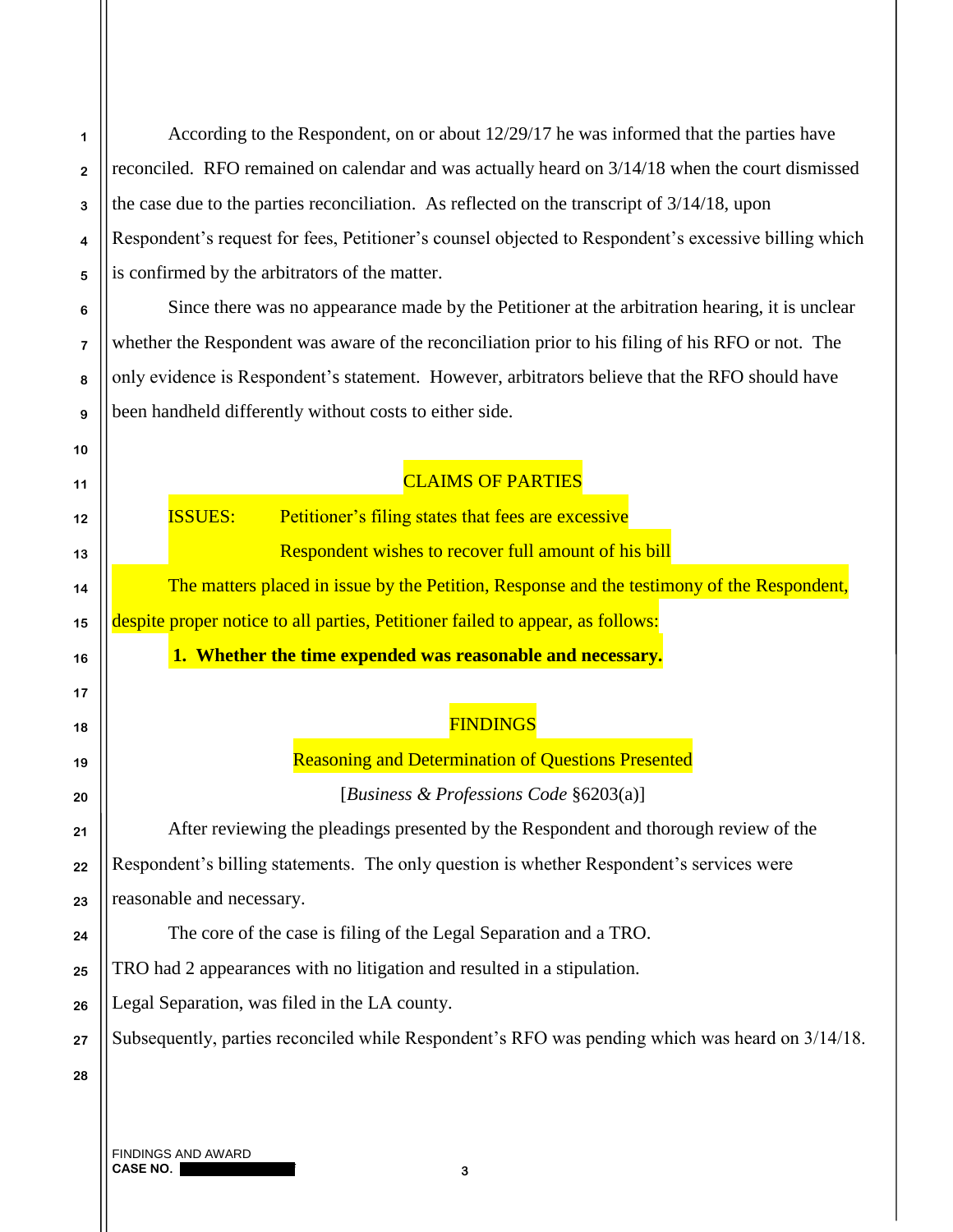According to the Respondent, on or about 12/29/17 he was informed that the parties have reconciled. RFO remained on calendar and was actually heard on 3/14/18 when the court dismissed the case due to the parties reconciliation. As reflected on the transcript of 3/14/18, upon Respondent's request for fees, Petitioner's counsel objected to Respondent's excessive billing which is confirmed by the arbitrators of the matter.

Since there was no appearance made by the Petitioner at the arbitration hearing, it is unclear whether the Respondent was aware of the reconciliation prior to his filing of his RFO or not. The only evidence is Respondent's statement. However, arbitrators believe that the RFO should have been handheld differently without costs to either side.

## CLAIMS OF PARTIES

ISSUES: Petitioner's filing states that fees are excessive

Respondent wishes to recover full amount of his bill

The matters placed in issue by the Petition, Response and the testimony of the Respondent, despite proper notice to all parties, Petitioner failed to appear, as follows:

**1. Whether the time expended was reasonable and necessary.**

## FINDINGS

### Reasoning and Determination of Questions Presented

[*Business & Professions Code* §6203(a)]

After reviewing the pleadings presented by the Respondent and thorough review of the Respondent's billing statements. The only question is whether Respondent's services were reasonable and necessary.

The core of the case is filing of the Legal Separation and a TRO.

TRO had 2 appearances with no litigation and resulted in a stipulation.

Legal Separation, was filed in the LA county.

Subsequently, parties reconciled while Respondent's RFO was pending which was heard on 3/14/18.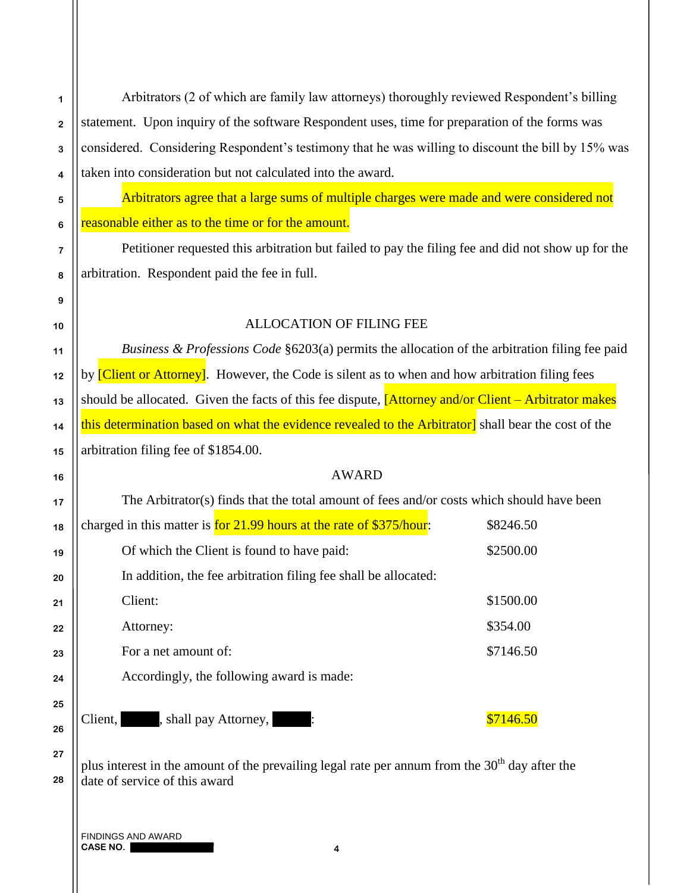Arbitrators (2 of which are family law attorneys) thoroughly reviewed Respondent's billing statement. Upon inquiry of the software Respondent uses, time for preparation of the forms was considered. Considering Respondent's testimony that he was willing to discount the bill by 15% was taken into consideration but not calculated into the award.

Arbitrators agree that a large sums of multiple charges were made and were considered not reasonable either as to the time or for the amount.

Petitioner requested this arbitration but failed to pay the filing fee and did not show up for the arbitration. Respondent paid the fee in full.

## ALLOCATION OF FILING FEE

*Business & Professions Code* §6203(a) permits the allocation of the arbitration filing fee paid by [Client or Attorney]. However, the Code is silent as to when and how arbitration filing fees should be allocated. Given the facts of this fee dispute, [Attorney and/or Client – Arbitrator makes this determination based on what the evidence revealed to the Arbitrator] shall bear the cost of the arbitration filing fee of $1854.00.

## AWARD

The Arbitrator(s) finds that the total amount of fees and/or costs which should have been charged in this matter is for 21.99 hours at the rate of $375/hour: $8246.50

| | |
|---|---|
| Of which the Client is found to have paid: | $2500.00 |
| In addition, the fee arbitration filing fee shall be allocated: | |
| Client: | $1500.00 |
| Attorney: | $354.00 |
| For a net amount of: | $7146.50 |

Accordingly, the following award is made:

Client, ████, shall pay Attorney, ████: $7146.50

plus interest in the amount of the prevailing legal rate per annum from the 30th day after the date of service of this award

FINDINGS AND AWARD
**CASE NO.** ████████